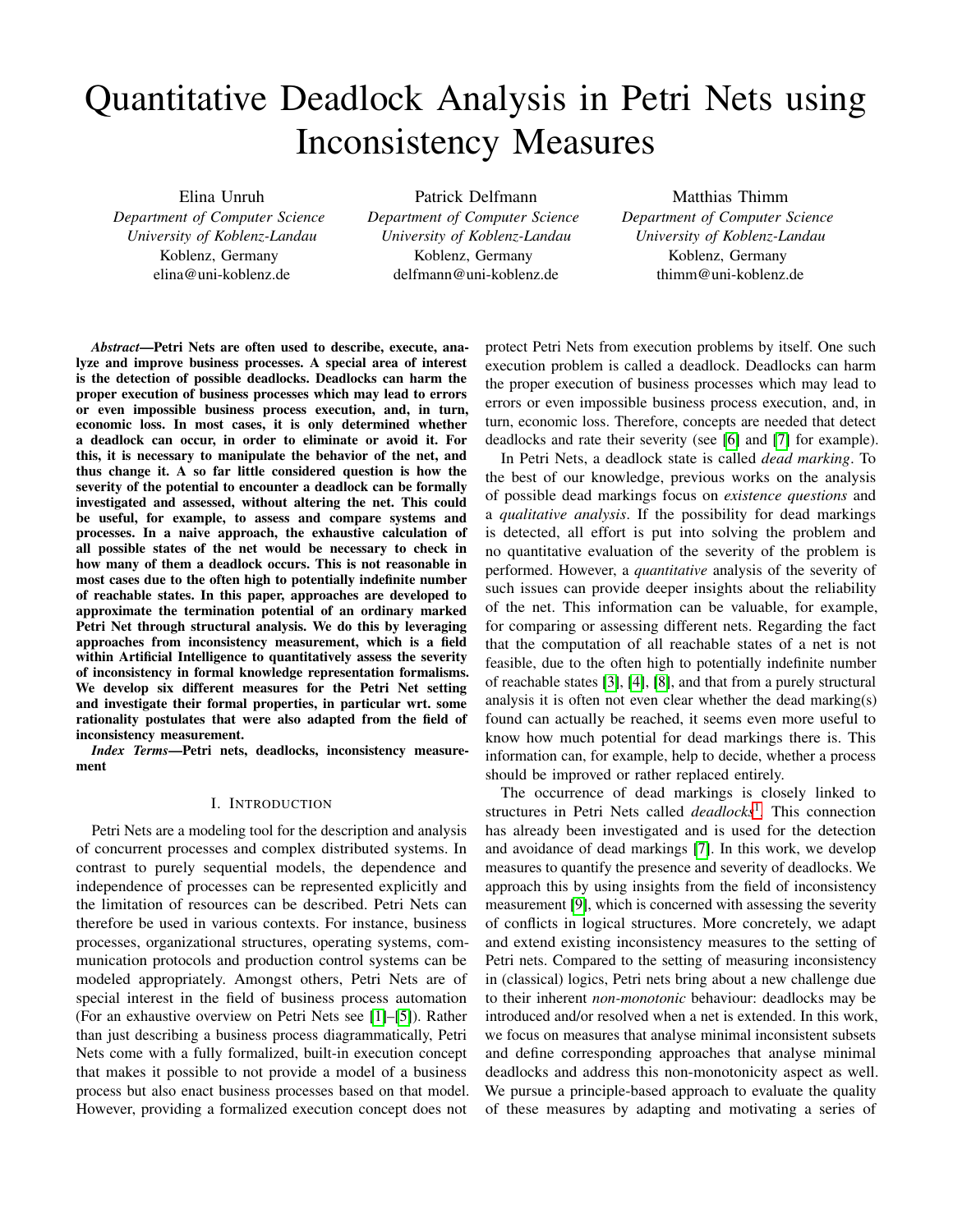# Quantitative Deadlock Analysis in Petri Nets using Inconsistency Measures

Elina Unruh
*Department of Computer Science*
*University of Koblenz-Landau*
Koblenz, Germany
elina@uni-koblenz.de

Patrick Delfmann
*Department of Computer Science*
*University of Koblenz-Landau*
Koblenz, Germany
delfmann@uni-koblenz.de

Matthias Thimm
*Department of Computer Science*
*University of Koblenz-Landau*
Koblenz, Germany
thimm@uni-koblenz.de

***Abstract*—Petri Nets are often used to describe, execute, analyze and improve business processes. A special area of interest is the detection of possible deadlocks. Deadlocks can harm the proper execution of business processes which may lead to errors or even impossible business process execution, and, in turn, economic loss. In most cases, it is only determined whether a deadlock can occur, in order to eliminate or avoid it. For this, it is necessary to manipulate the behavior of the net, and thus change it. A so far little considered question is how the severity of the potential to encounter a deadlock can be formally investigated and assessed, without altering the net. This could be useful, for example, to assess and compare systems and processes. In a naive approach, the exhaustive calculation of all possible states of the net would be necessary to check in how many of them a deadlock occurs. This is not reasonable in most cases due to the often high to potentially indefinite number of reachable states. In this paper, approaches are developed to approximate the termination potential of an ordinary marked Petri Net through structural analysis. We do this by leveraging approaches from inconsistency measurement, which is a field within Artificial Intelligence to quantitatively assess the severity of inconsistency in formal knowledge representation formalisms. We develop six different measures for the Petri Net setting and investigate their formal properties, in particular wrt. some rationality postulates that were also adapted from the field of inconsistency measurement.**

***Index Terms*—Petri nets, deadlocks, inconsistency measurement**

## I. Introduction

Petri Nets are a modeling tool for the description and analysis of concurrent processes and complex distributed systems. In contrast to purely sequential models, the dependence and independence of processes can be represented explicitly and the limitation of resources can be described. Petri Nets can therefore be used in various contexts. For instance, business processes, organizational structures, operating systems, communication protocols and production control systems can be modeled appropriately. Amongst others, Petri Nets are of special interest in the field of business process automation (For an exhaustive overview on Petri Nets see [1]–[5]). Rather than just describing a business process diagrammatically, Petri Nets come with a fully formalized, built-in execution concept that makes it possible to not provide a model of a business process but also enact business processes based on that model. However, providing a formalized execution concept does not protect Petri Nets from execution problems by itself. One such execution problem is called a deadlock. Deadlocks can harm the proper execution of business processes which may lead to errors or even impossible business process execution, and, in turn, economic loss. Therefore, concepts are needed that detect deadlocks and rate their severity (see [6] and [7] for example).

In Petri Nets, a deadlock state is called *dead marking*. To the best of our knowledge, previous works on the analysis of possible dead markings focus on *existence questions* and a *qualitative analysis*. If the possibility for dead markings is detected, all effort is put into solving the problem and no quantitative evaluation of the severity of the problem is performed. However, a *quantitative* analysis of the severity of such issues can provide deeper insights about the reliability of the net. This information can be valuable, for example, for comparing or assessing different nets. Regarding the fact that the computation of all reachable states of a net is not feasible, due to the often high to potentially indefinite number of reachable states [3], [4], [8], and that from a purely structural analysis it is often not even clear whether the dead marking(s) found can actually be reached, it seems even more useful to know how much potential for dead markings there is. This information can, for example, help to decide, whether a process should be improved or rather replaced entirely.

The occurrence of dead markings is closely linked to structures in Petri Nets called *deadlocks*[1]. This connection has already been investigated and is used for the detection and avoidance of dead markings [7]. In this work, we develop measures to quantify the presence and severity of deadlocks. We approach this by using insights from the field of inconsistency measurement [9], which is concerned with assessing the severity of conflicts in logical structures. More concretely, we adapt and extend existing inconsistency measures to the setting of Petri nets. Compared to the setting of measuring inconsistency in (classical) logics, Petri nets bring about a new challenge due to their inherent *non-monotonic* behaviour: deadlocks may be introduced and/or resolved when a net is extended. In this work, we focus on measures that analyse minimal inconsistent subsets and define corresponding approaches that analyse minimal deadlocks and address this non-monotonicity aspect as well. We pursue a principle-based approach to evaluate the quality of these measures by adapting and motivating a series of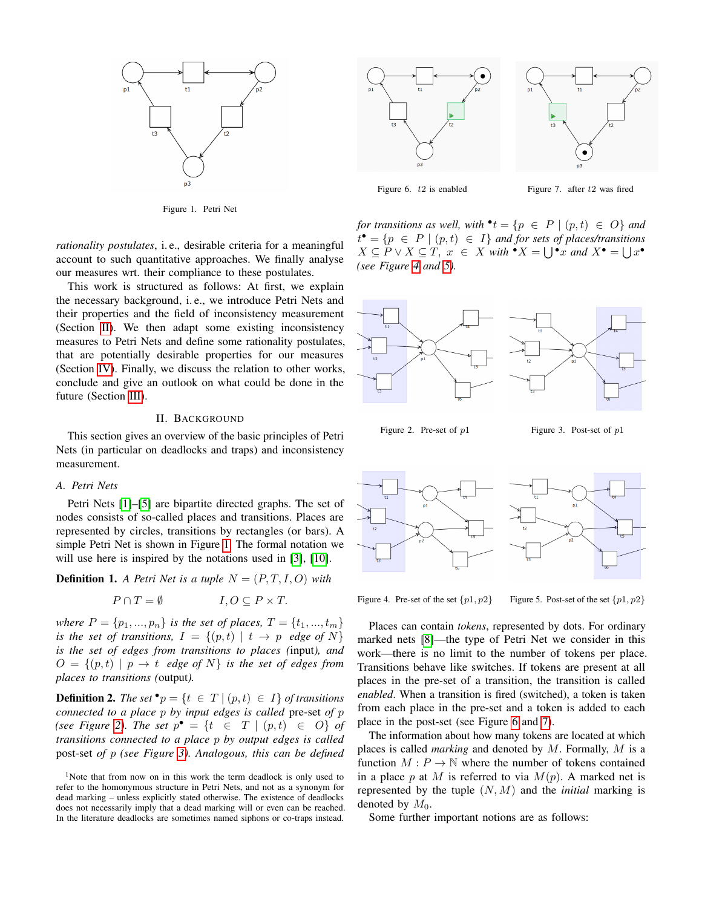Figure 1. Petri Net

Figure 6. $t2$ is enabled

Figure 7. after $t2$ was fired

*rationality postulates*, i. e., desirable criteria for a meaningful account to such quantitative approaches. We finally analyse our measures wrt. their compliance to these postulates.

This work is structured as follows: At first, we explain the necessary background, i. e., we introduce Petri Nets and their properties and the field of inconsistency measurement (Section II). We then adapt some existing inconsistency measures to Petri Nets and define some rationality postulates, that are potentially desirable properties for our measures (Section IV). Finally, we discuss the relation to other works, conclude and give an outlook on what could be done in the future (Section III).

## II. Background

This section gives an overview of the basic principles of Petri Nets (in particular on deadlocks and traps) and inconsistency measurement.

### A. Petri Nets

Petri Nets [1]–[5] are bipartite directed graphs. The set of nodes consists of so-called places and transitions. Places are represented by circles, transitions by rectangles (or bars). A simple Petri Net is shown in Figure 1. The formal notation we will use here is inspired by the notations used in [3], [10].

**Definition 1.** *A Petri Net is a tuple $N = (P, T, I, O)$ with*

$$P \cap T = \emptyset \qquad\qquad I, O \subseteq P \times T.$$

*where $P = \{p_1, ..., p_n\}$ is the set of places, $T = \{t_1, ..., t_m\}$ is the set of transitions, $I = \{(p, t) \mid t \rightarrow p \text{ edge of } N\}$ is the set of edges from transitions to places (*input*), and $O = \{(p, t) \mid p \rightarrow t \text{ edge of } N\}$ is the set of edges from places to transitions (*output*).*

**Definition 2.** *The set ${}^{\bullet}p = \{t \in T \mid (p, t) \in I\}$ of transitions connected to a place $p$ by input edges is called* pre-set *of $p$ (see Figure 2). The set $p^{\bullet} = \{t \in T \mid (p, t) \in O\}$ of transitions connected to a place $p$ by output edges is called* post-set *of $p$ (see Figure 3). Analogous, this can be defined for transitions as well, with ${}^{\bullet}t = \{p \in P \mid (p, t) \in O\}$ and $t^{\bullet} = \{p \in P \mid (p, t) \in I\}$ and for sets of places/transitions $X \subseteq P \vee X \subseteq T$, $x \in X$ with ${}^{\bullet}X = \bigcup {}^{\bullet}x$ and $X^{\bullet} = \bigcup x^{\bullet}$ (see Figure 4 and 5).*

Figure 2. Pre-set of $p1$

Figure 3. Post-set of $p1$

Figure 4. Pre-set of the set $\{p1, p2\}$

Figure 5. Post-set of the set $\{p1, p2\}$

Places can contain *tokens*, represented by dots. For ordinary marked nets [8]—the type of Petri Net we consider in this work—there is no limit to the number of tokens per place. Transitions behave like switches. If tokens are present at all places in the pre-set of a transition, the transition is called *enabled*. When a transition is fired (switched), a token is taken from each place in the pre-set and a token is added to each place in the post-set (see Figure 6 and 7).

The information about how many tokens are located at which places is called *marking* and denoted by $M$. Formally, $M$ is a function $M : P \rightarrow \mathbb{N}$ where the number of tokens contained in a place $p$ at $M$ is referred to via $M(p)$. A marked net is represented by the tuple $(N, M)$ and the *initial* marking is denoted by $M_0$.

Some further important notions are as follows:

[1]Note that from now on in this work the term deadlock is only used to refer to the homonymous structure in Petri Nets, and not as a synonym for dead marking – unless explicitly stated otherwise. The existence of deadlocks does not necessarily imply that a dead marking will or even can be reached. In the literature deadlocks are sometimes named siphons or co-traps instead.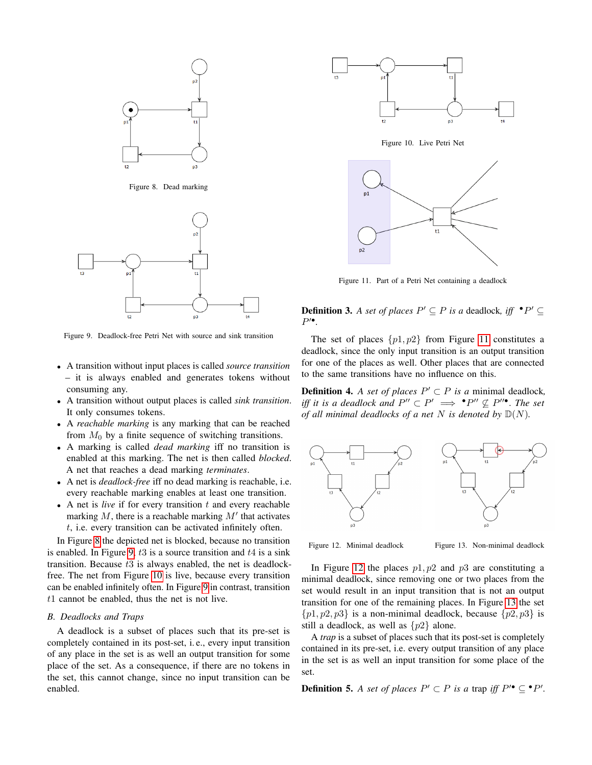Figure 8. Dead marking

Figure 9. Deadlock-free Petri Net with source and sink transition

- A transition without input places is called *source transition* – it is always enabled and generates tokens without consuming any.
- A transition without output places is called *sink transition*. It only consumes tokens.
- A *reachable marking* is any marking that can be reached from $M_0$ by a finite sequence of switching transitions.
- A marking is called *dead marking* iff no transition is enabled at this marking. The net is then called *blocked*. A net that reaches a dead marking *terminates*.
- A net is *deadlock-free* iff no dead marking is reachable, i.e. every reachable marking enables at least one transition.
- A net is *live* if for every transition $t$ and every reachable marking $M$, there is a reachable marking $M'$ that activates $t$, i.e. every transition can be activated infinitely often.

In Figure 8 the depicted net is blocked, because no transition is enabled. In Figure 9, $t3$ is a source transition and $t4$ is a sink transition. Because $t3$ is always enabled, the net is deadlock-free. The net from Figure 10 is live, because every transition can be enabled infinitely often. In Figure 9 in contrast, transition $t1$ cannot be enabled, thus the net is not live.

### B. Deadlocks and Traps

A deadlock is a subset of places such that its pre-set is completely contained in its post-set, i. e., every input transition of any place in the set is as well an output transition for some place of the set. As a consequence, if there are no tokens in the set, this cannot change, since no input transition can be enabled.

Figure 10. Live Petri Net

Figure 11. Part of a Petri Net containing a deadlock

**Definition 3.** *A set of places $P' \subseteq P$ is a* deadlock*, iff $^\bullet P' \subseteq P'^\bullet$.*

The set of places $\{p1, p2\}$ from Figure 11 constitutes a deadlock, since the only input transition is an output transition for one of the places as well. Other places that are connected to the same transitions have no influence on this.

**Definition 4.** *A set of places $P' \subset P$ is a* minimal deadlock*, iff it is a deadlock and $P'' \subset P' \implies {}^\bullet P'' \not\subseteq P''^\bullet$. The set of all minimal deadlocks of a net $N$ is denoted by $\mathbb{D}(N)$.*

Figure 12. Minimal deadlock

Figure 13. Non-minimal deadlock

In Figure 12 the places $p1, p2$ and $p3$ are constituting a minimal deadlock, since removing one or two places from the set would result in an input transition that is not an output transition for one of the remaining places. In Figure 13 the set $\{p1, p2, p3\}$ is a non-minimal deadlock, because $\{p2, p3\}$ is still a deadlock, as well as $\{p2\}$ alone.

A *trap* is a subset of places such that its post-set is completely contained in its pre-set, i.e. every output transition of any place in the set is as well an input transition for some place of the set.

**Definition 5.** *A set of places $P' \subset P$ is a* trap *iff $P'^\bullet \subseteq {}^\bullet P'$.*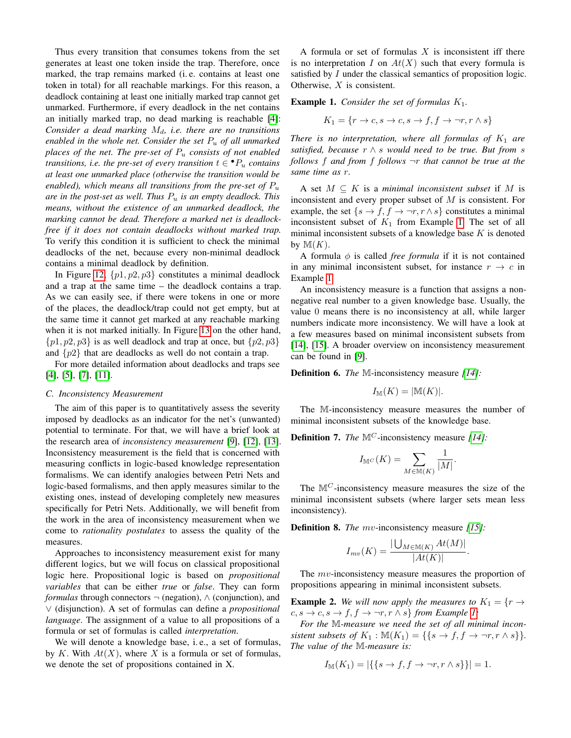Thus every transition that consumes tokens from the set generates at least one token inside the trap. Therefore, once marked, the trap remains marked (i. e. contains at least one token in total) for all reachable markings. For this reason, a deadlock containing at least one initially marked trap cannot get unmarked. Furthermore, if every deadlock in the net contains an initially marked trap, no dead marking is reachable [4]: *Consider a dead marking $M_d$, i.e. there are no transitions enabled in the whole net. Consider the set $P_u$ of all unmarked places of the net. The pre-set of $P_u$ consists of not enabled transitions, i.e. the pre-set of every transition $t \in {}^\bullet P_u$ contains at least one unmarked place (otherwise the transition would be enabled), which means all transitions from the pre-set of $P_u$ are in the post-set as well. Thus $P_u$ is an empty deadlock. This means, without the existence of an unmarked deadlock, the marking cannot be dead. Therefore a marked net is deadlock-free if it does not contain deadlocks without marked trap.* To verify this condition it is sufficient to check the minimal deadlocks of the net, because every non-minimal deadlock contains a minimal deadlock by definition.

In Figure 12, $\{p1, p2, p3\}$ constitutes a minimal deadlock and a trap at the same time – the deadlock contains a trap. As we can easily see, if there were tokens in one or more of the places, the deadlock/trap could not get empty, but at the same time it cannot get marked at any reachable marking when it is not marked initially. In Figure 13 on the other hand, $\{p1, p2, p3\}$ is as well deadlock and trap at once, but $\{p2, p3\}$ and $\{p2\}$ that are deadlocks as well do not contain a trap.

For more detailed information about deadlocks and traps see [4], [5], [7], [11].

### C. Inconsistency Measurement

The aim of this paper is to quantitatively assess the severity imposed by deadlocks as an indicator for the net's (unwanted) potential to terminate. For that, we will have a brief look at the research area of *inconsistency measurement* [9], [12], [13]. Inconsistency measurement is the field that is concerned with measuring conflicts in logic-based knowledge representation formalisms. We can identify analogies between Petri Nets and logic-based formalisms, and then apply measures similar to the existing ones, instead of developing completely new measures specifically for Petri Nets. Additionally, we will benefit from the work in the area of inconsistency measurement when we come to *rationality postulates* to assess the quality of the measures.

Approaches to inconsistency measurement exist for many different logics, but we will focus on classical propositional logic here. Propositional logic is based on *propositional variables* that can be either *true* or *false*. They can form *formulas* through connectors $\neg$ (negation), $\wedge$ (conjunction), and $\vee$ (disjunction). A set of formulas can define a *propositional language*. The assignment of a value to all propositions of a formula or set of formulas is called *interpretation*.

We will denote a knowledge base, i. e., a set of formulas, by $K$. With $At(X)$, where $X$ is a formula or set of formulas, we denote the set of propositions contained in X.

A formula or set of formulas $X$ is inconsistent iff there is no interpretation $I$ on $At(X)$ such that every formula is satisfied by $I$ under the classical semantics of proposition logic. Otherwise, $X$ is consistent.

**Example 1.** *Consider the set of formulas $K_1$.*

$$K_1 = \{r \rightarrow c, s \rightarrow c, s \rightarrow f, f \rightarrow \neg r, r \wedge s\}$$

*There is no interpretation, where all formulas of $K_1$ are satisfied, because $r \wedge s$ would need to be true. But from $s$ follows $f$ and from $f$ follows $\neg r$ that cannot be true at the same time as $r$.*

A set $M \subseteq K$ is a *minimal inconsistent subset* if $M$ is inconsistent and every proper subset of $M$ is consistent. For example, the set $\{s \rightarrow f, f \rightarrow \neg r, r \wedge s\}$ constitutes a minimal inconsistent subset of $K_1$ from Example 1. The set of all minimal inconsistent subsets of a knowledge base $K$ is denoted by $\mathbb{M}(K)$.

A formula $\phi$ is called *free formula* if it is not contained in any minimal inconsistent subset, for instance $r \rightarrow c$ in Example 1.

An inconsistency measure is a function that assigns a non-negative real number to a given knowledge base. Usually, the value 0 means there is no inconsistency at all, while larger numbers indicate more inconsistency. We will have a look at a few measures based on minimal inconsistent subsets from [14], [15]. A broader overview on inconsistency measurement can be found in [9].

**Definition 6.** *The $\mathbb{M}$-inconsistency measure [14]:*

$$I_{\mathbb{M}}(K) = |\mathbb{M}(K)|.$$

The $\mathbb{M}$-inconsistency measure measures the number of minimal inconsistent subsets of the knowledge base.

**Definition 7.** *The $\mathbb{M}^C$-inconsistency measure [14]:*

$$I_{\mathbb{M}^C}(K) = \sum_{M \in \mathbb{M}(K)} \frac{1}{|M|}.$$

The $\mathbb{M}^C$-inconsistency measure measures the size of the minimal inconsistent subsets (where larger sets mean less inconsistency).

**Definition 8.** *The $mv$-inconsistency measure [15]:*

$$I_{mv}(K) = \frac{|\bigcup_{M \in \mathbb{M}(K)} At(M)|}{|At(K)|}.$$

The $mv$-inconsistency measure measures the proportion of propositions appearing in minimal inconsistent subsets.

**Example 2.** *We will now apply the measures to $K_1 = \{r \rightarrow c, s \rightarrow c, s \rightarrow f, f \rightarrow \neg r, r \wedge s\}$ from Example 1:*

*For the $\mathbb{M}$-measure we need the set of all minimal inconsistent subsets of $K_1$ : $\mathbb{M}(K_1) = \{\{s \rightarrow f, f \rightarrow \neg r, r \wedge s\}\}$. The value of the $\mathbb{M}$-measure is:*

$$I_{\mathbb{M}}(K_1) = |\{\{s \rightarrow f, f \rightarrow \neg r, r \wedge s\}\}| = 1.$$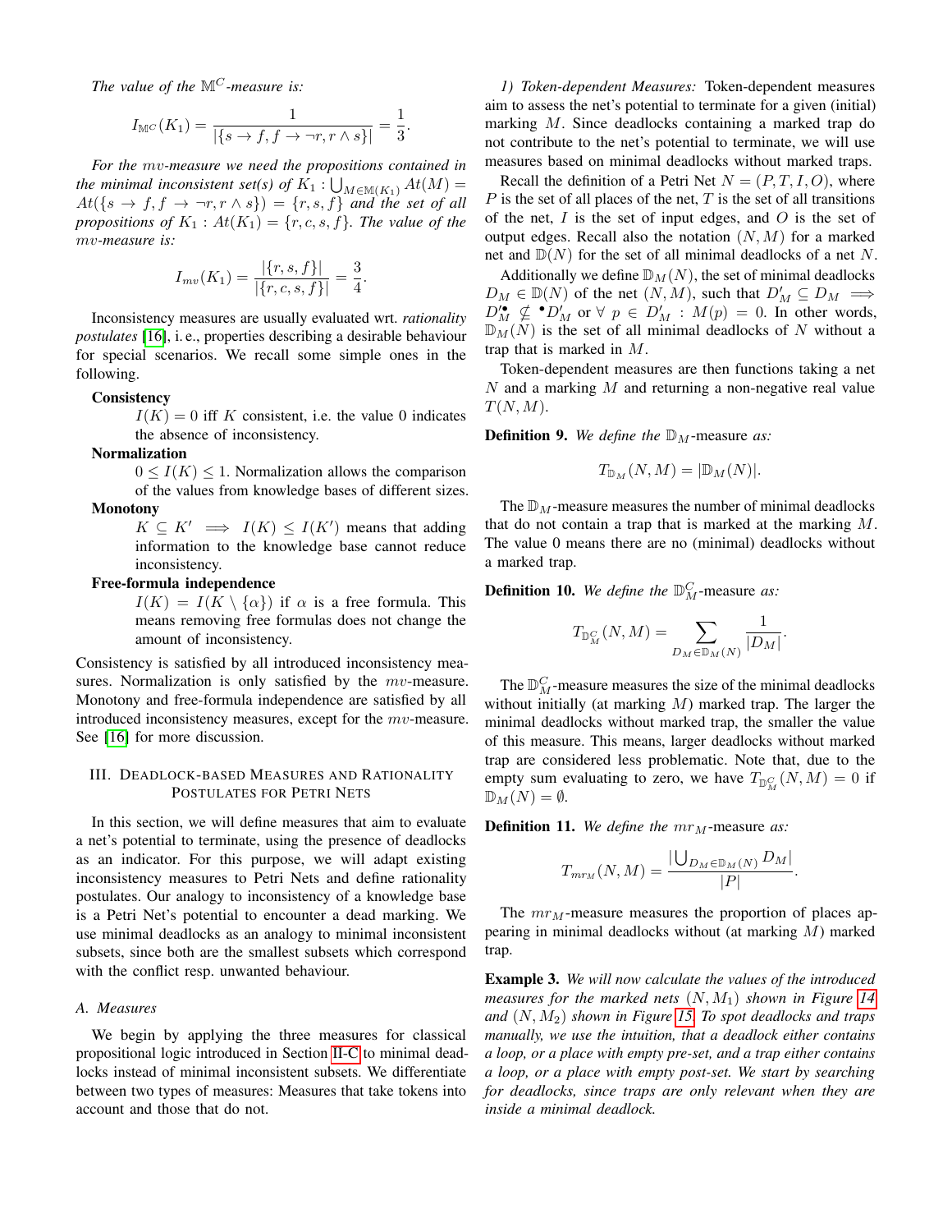*The value of the $\mathbb{M}^C$-measure is:*

$$I_{\mathbb{M}^C}(K_1) = \frac{1}{|\{s \rightarrow f, f \rightarrow \neg r, r \wedge s\}|} = \frac{1}{3}.$$

*For the $mv$-measure we need the propositions contained in the minimal inconsistent set(s) of $K_1 : \bigcup_{M \in \mathbb{M}(K_1)} At(M) = At(\{s \rightarrow f, f \rightarrow \neg r, r \wedge s\}) = \{r, s, f\}$ and the set of all propositions of $K_1 : At(K_1) = \{r, c, s, f\}$. The value of the $mv$-measure is:*

$$I_{mv}(K_1) = \frac{|\{r, s, f\}|}{|\{r, c, s, f\}|} = \frac{3}{4}.$$

Inconsistency measures are usually evaluated wrt. *rationality postulates* [16], i. e., properties describing a desirable behaviour for special scenarios. We recall some simple ones in the following.

**Consistency**
$I(K) = 0$ iff $K$ consistent, i.e. the value 0 indicates the absence of inconsistency.

**Normalization**
$0 \leq I(K) \leq 1$. Normalization allows the comparison of the values from knowledge bases of different sizes.

**Monotony**
$K \subseteq K' \implies I(K) \leq I(K')$ means that adding information to the knowledge base cannot reduce inconsistency.

**Free-formula independence**
$I(K) = I(K \setminus \{\alpha\})$ if $\alpha$ is a free formula. This means removing free formulas does not change the amount of inconsistency.

Consistency is satisfied by all introduced inconsistency measures. Normalization is only satisfied by the $mv$-measure. Monotony and free-formula independence are satisfied by all introduced inconsistency measures, except for the $mv$-measure. See [16] for more discussion.

## III. Deadlock-based Measures and Rationality Postulates for Petri Nets

In this section, we will define measures that aim to evaluate a net's potential to terminate, using the presence of deadlocks as an indicator. For this purpose, we will adapt existing inconsistency measures to Petri Nets and define rationality postulates. Our analogy to inconsistency of a knowledge base is a Petri Net's potential to encounter a dead marking. We use minimal deadlocks as an analogy to minimal inconsistent subsets, since both are the smallest subsets which correspond with the conflict resp. unwanted behaviour.

### A. Measures

We begin by applying the three measures for classical propositional logic introduced in Section II-C to minimal deadlocks instead of minimal inconsistent subsets. We differentiate between two types of measures: Measures that take tokens into account and those that do not.

#### 1) Token-dependent Measures:

Token-dependent measures aim to assess the net's potential to terminate for a given (initial) marking $M$. Since deadlocks containing a marked trap do not contribute to the net's potential to terminate, we will use measures based on minimal deadlocks without marked traps.

Recall the definition of a Petri Net $N = (P, T, I, O)$, where $P$ is the set of all places of the net, $T$ is the set of all transitions of the net, $I$ is the set of input edges, and $O$ is the set of output edges. Recall also the notation $(N, M)$ for a marked net and $\mathbb{D}(N)$ for the set of all minimal deadlocks of a net $N$.

Additionally we define $\mathbb{D}_M(N)$, the set of minimal deadlocks $D_M \in \mathbb{D}(N)$ of the net $(N, M)$, such that $D'_M \subseteq D_M \implies D'^{\bullet}_M \not\subseteq {}^{\bullet}D'_M$ or $\forall\ p \in D'_M : M(p) = 0$. In other words, $\mathbb{D}_M(N)$ is the set of all minimal deadlocks of $N$ without a trap that is marked in $M$.

Token-dependent measures are then functions taking a net $N$ and a marking $M$ and returning a non-negative real value $T(N, M)$.

**Definition 9.** *We define the* $\mathbb{D}_M$-measure *as:*

$$T_{\mathbb{D}_M}(N, M) = |\mathbb{D}_M(N)|.$$

The $\mathbb{D}_M$-measure measures the number of minimal deadlocks that do not contain a trap that is marked at the marking $M$. The value 0 means there are no (minimal) deadlocks without a marked trap.

**Definition 10.** *We define the* $\mathbb{D}^C_M$-measure *as:*

$$T_{\mathbb{D}^C_M}(N, M) = \sum_{D_M \in \mathbb{D}_M(N)} \frac{1}{|D_M|}.$$

The $\mathbb{D}^C_M$-measure measures the size of the minimal deadlocks without initially (at marking $M$) marked trap. The larger the minimal deadlocks without marked trap, the smaller the value of this measure. This means, larger deadlocks without marked trap are considered less problematic. Note that, due to the empty sum evaluating to zero, we have $T_{\mathbb{D}^C_M}(N, M) = 0$ if $\mathbb{D}_M(N) = \emptyset$.

**Definition 11.** *We define the* $mr_M$-measure *as:*

$$T_{mr_M}(N, M) = \frac{|\bigcup_{D_M \in \mathbb{D}_M(N)} D_M|}{|P|}.$$

The $mr_M$-measure measures the proportion of places appearing in minimal deadlocks without (at marking $M$) marked trap.

**Example 3.** *We will now calculate the values of the introduced measures for the marked nets $(N, M_1)$ shown in Figure 14 and $(N, M_2)$ shown in Figure 15. To spot deadlocks and traps manually, we use the intuition, that a deadlock either contains a loop, or a place with empty pre-set, and a trap either contains a loop, or a place with empty post-set. We start by searching for deadlocks, since traps are only relevant when they are inside a minimal deadlock.*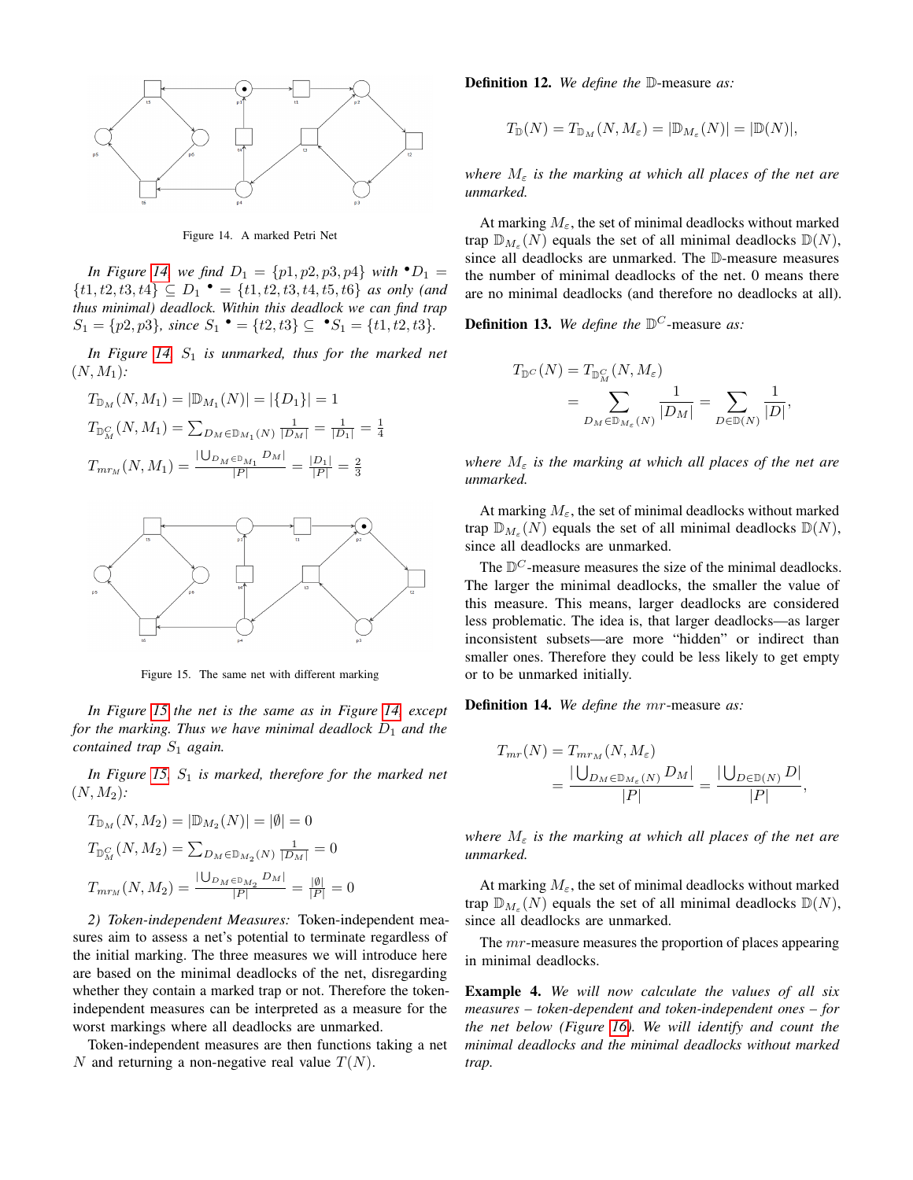Figure 14. A marked Petri Net

*In Figure 14 we find $D_1 = \{p1, p2, p3, p4\}$ with ${}^\bullet D_1 = \{t1, t2, t3, t4\} \subseteq D_1{}^\bullet = \{t1, t2, t3, t4, t5, t6\}$ as only (and thus minimal) deadlock. Within this deadlock we can find trap $S_1 = \{p2, p3\}$, since $S_1{}^\bullet = \{t2, t3\} \subseteq {}^\bullet S_1 = \{t1, t2, t3\}$.*

*In Figure 14 $S_1$ is unmarked, thus for the marked net $(N, M_1)$:*

$$T_{\mathbb{D}_M}(N, M_1) = |\mathbb{D}_{M_1}(N)| = |\{D_1\}| = 1$$

$$T_{\mathbb{D}_M^C}(N, M_1) = \sum_{D_M \in \mathbb{D}_{M_1}(N)} \frac{1}{|D_M|} = \frac{1}{|D_1|} = \frac{1}{4}$$

$$T_{mr_M}(N, M_1) = \frac{|\bigcup_{D_M \in \mathbb{D}_{M_1}} D_M|}{|P|} = \frac{|D_1|}{|P|} = \frac{2}{3}$$

Figure 15. The same net with different marking

*In Figure 15 the net is the same as in Figure 14 except for the marking. Thus we have minimal deadlock $D_1$ and the contained trap $S_1$ again.*

*In Figure 15, $S_1$ is marked, therefore for the marked net $(N, M_2)$:*

$$T_{\mathbb{D}_M}(N, M_2) = |\mathbb{D}_{M_2}(N)| = |\emptyset| = 0$$

$$T_{\mathbb{D}_M^C}(N, M_2) = \sum_{D_M \in \mathbb{D}_{M_2}(N)} \frac{1}{|D_M|} = 0$$

$$T_{mr_M}(N, M_2) = \frac{|\bigcup_{D_M \in \mathbb{D}_{M_2}} D_M|}{|P|} = \frac{|\emptyset|}{|P|} = 0$$

*2) Token-independent Measures:* Token-independent measures aim to assess a net's potential to terminate regardless of the initial marking. The three measures we will introduce here are based on the minimal deadlocks of the net, disregarding whether they contain a marked trap or not. Therefore the token-independent measures can be interpreted as a measure for the worst markings where all deadlocks are unmarked.

Token-independent measures are then functions taking a net $N$ and returning a non-negative real value $T(N)$.

**Definition 12.** *We define the $\mathbb{D}$-measure as:*

$$T_{\mathbb{D}}(N) = T_{\mathbb{D}_M}(N, M_\varepsilon) = |\mathbb{D}_{M_\varepsilon}(N)| = |\mathbb{D}(N)|,$$

*where $M_\varepsilon$ is the marking at which all places of the net are unmarked.*

At marking $M_\varepsilon$, the set of minimal deadlocks without marked trap $\mathbb{D}_{M_\varepsilon}(N)$ equals the set of all minimal deadlocks $\mathbb{D}(N)$, since all deadlocks are unmarked. The $\mathbb{D}$-measure measures the number of minimal deadlocks of the net. 0 means there are no minimal deadlocks (and therefore no deadlocks at all).

**Definition 13.** *We define the $\mathbb{D}^C$-measure as:*

$$T_{\mathbb{D}^C}(N) = T_{\mathbb{D}_M^C}(N, M_\varepsilon) = \sum_{D_M \in \mathbb{D}_{M_\varepsilon}(N)} \frac{1}{|D_M|} = \sum_{D \in \mathbb{D}(N)} \frac{1}{|D|},$$

*where $M_\varepsilon$ is the marking at which all places of the net are unmarked.*

At marking $M_\varepsilon$, the set of minimal deadlocks without marked trap $\mathbb{D}_{M_\varepsilon}(N)$ equals the set of all minimal deadlocks $\mathbb{D}(N)$, since all deadlocks are unmarked.

The $\mathbb{D}^C$-measure measures the size of the minimal deadlocks. The larger the minimal deadlocks, the smaller the value of this measure. This means, larger deadlocks are considered less problematic. The idea is, that larger deadlocks—as larger inconsistent subsets—are more "hidden" or indirect than smaller ones. Therefore they could be less likely to get empty or to be unmarked initially.

**Definition 14.** *We define the $mr$-measure as:*

$$T_{mr}(N) = T_{mr_M}(N, M_\varepsilon) = \frac{|\bigcup_{D_M \in \mathbb{D}_{M_\varepsilon}(N)} D_M|}{|P|} = \frac{|\bigcup_{D \in \mathbb{D}(N)} D|}{|P|},$$

*where $M_\varepsilon$ is the marking at which all places of the net are unmarked.*

At marking $M_\varepsilon$, the set of minimal deadlocks without marked trap $\mathbb{D}_{M_\varepsilon}(N)$ equals the set of all minimal deadlocks $\mathbb{D}(N)$, since all deadlocks are unmarked.

The $mr$-measure measures the proportion of places appearing in minimal deadlocks.

**Example 4.** *We will now calculate the values of all six measures – token-dependent and token-independent ones – for the net below (Figure 16). We will identify and count the minimal deadlocks and the minimal deadlocks without marked trap.*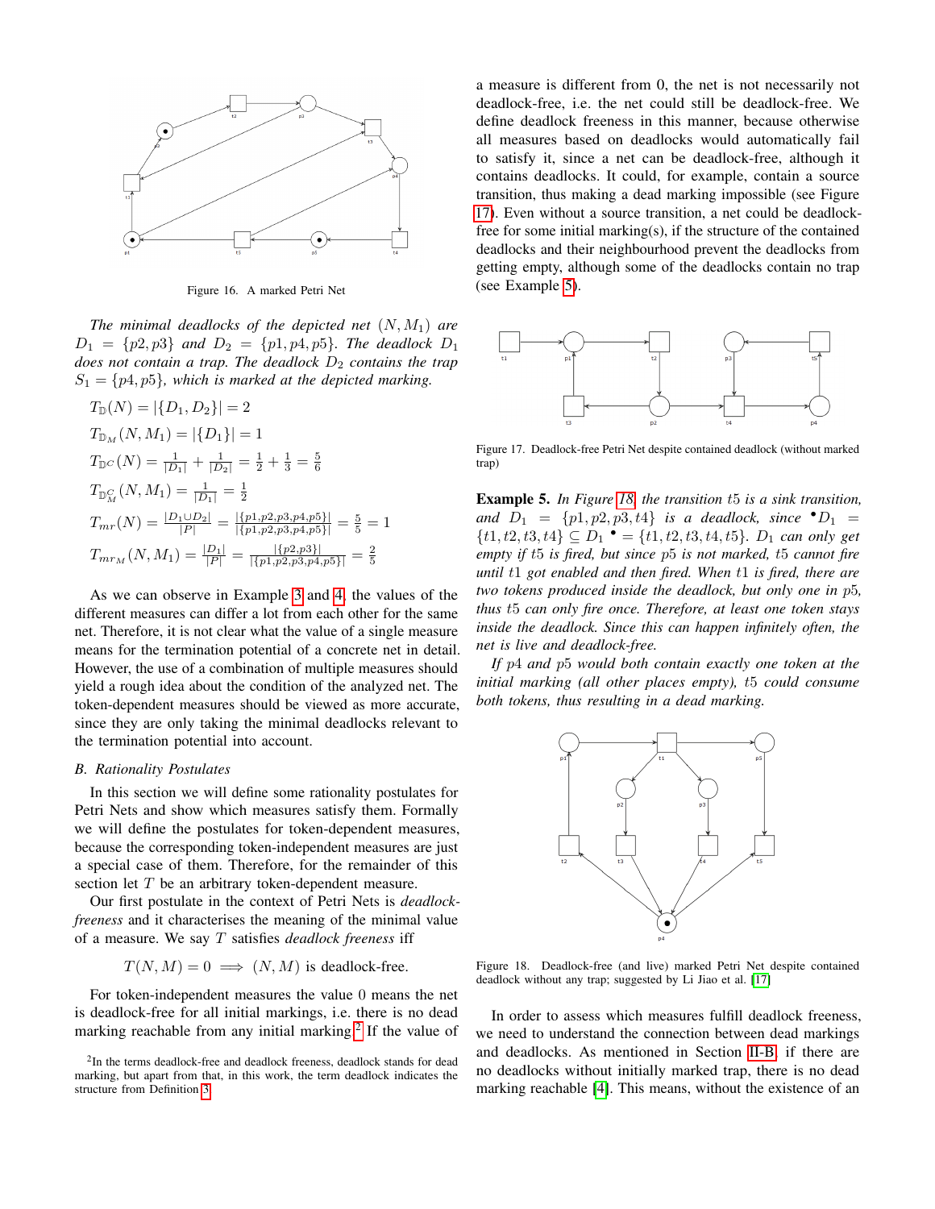Figure 16. A marked Petri Net

*The minimal deadlocks of the depicted net $(N, M_1)$ are $D_1 = \{p2, p3\}$ and $D_2 = \{p1, p4, p5\}$. The deadlock $D_1$ does not contain a trap. The deadlock $D_2$ contains the trap $S_1 = \{p4, p5\}$, which is marked at the depicted marking.*

$$T_{\mathbb{D}}(N) = |\{D_1, D_2\}| = 2$$

$$T_{\mathbb{D}_M}(N, M_1) = |\{D_1\}| = 1$$

$$T_{\mathbb{D}^C}(N) = \frac{1}{|D_1|} + \frac{1}{|D_2|} = \frac{1}{2} + \frac{1}{3} = \frac{5}{6}$$

$$T_{\mathbb{D}^C_M}(N, M_1) = \frac{1}{|D_1|} = \frac{1}{2}$$

$$T_{mr}(N) = \frac{|D_1 \cup D_2|}{|P|} = \frac{|\{p1,p2,p3,p4,p5\}|}{|\{p1,p2,p3,p4,p5\}|} = \frac{5}{5} = 1$$

$$T_{mr_M}(N, M_1) = \frac{|D_1|}{|P|} = \frac{|\{p2,p3\}|}{|\{p1,p2,p3,p4,p5\}|} = \frac{2}{5}$$

As we can observe in Example 3 and 4, the values of the different measures can differ a lot from each other for the same net. Therefore, it is not clear what the value of a single measure means for the termination potential of a concrete net in detail. However, the use of a combination of multiple measures should yield a rough idea about the condition of the analyzed net. The token-dependent measures should be viewed as more accurate, since they are only taking the minimal deadlocks relevant to the termination potential into account.

### B. Rationality Postulates

In this section we will define some rationality postulates for Petri Nets and show which measures satisfy them. Formally we will define the postulates for token-dependent measures, because the corresponding token-independent measures are just a special case of them. Therefore, for the remainder of this section let $T$ be an arbitrary token-dependent measure.

Our first postulate in the context of Petri Nets is *deadlock-freeness* and it characterises the meaning of the minimal value of a measure. We say $T$ satisfies *deadlock freeness* iff

$$T(N, M) = 0 \implies (N, M) \text{ is deadlock-free.}$$

For token-independent measures the value 0 means the net is deadlock-free for all initial markings, i.e. there is no dead marking reachable from any initial marking.[2] If the value of a measure is different from 0, the net is not necessarily not deadlock-free, i.e. the net could still be deadlock-free. We define deadlock freeness in this manner, because otherwise all measures based on deadlocks would automatically fail to satisfy it, since a net can be deadlock-free, although it contains deadlocks. It could, for example, contain a source transition, thus making a dead marking impossible (see Figure 17). Even without a source transition, a net could be deadlock-free for some initial marking(s), if the structure of the contained deadlocks and their neighbourhood prevent the deadlocks from getting empty, although some of the deadlocks contain no trap (see Example 5).

[2] In the terms deadlock-free and deadlock freeness, deadlock stands for dead marking, but apart from that, in this work, the term deadlock indicates the structure from Definition 3.

Figure 17. Deadlock-free Petri Net despite contained deadlock (without marked trap)

**Example 5.** *In Figure 18, the transition $t5$ is a sink transition, and $D_1 = \{p1, p2, p3, t4\}$ is a deadlock, since ${}^\bullet D_1 = \{t1, t2, t3, t4\} \subseteq D_1{}^\bullet = \{t1, t2, t3, t4, t5\}$. $D_1$ can only get empty if $t5$ is fired, but since $p5$ is not marked, $t5$ cannot fire until $t1$ got enabled and then fired. When $t1$ is fired, there are two tokens produced inside the deadlock, but only one in $p5$, thus $t5$ can only fire once. Therefore, at least one token stays inside the deadlock. Since this can happen infinitely often, the net is live and deadlock-free.*

*If $p4$ and $p5$ would both contain exactly one token at the initial marking (all other places empty), $t5$ could consume both tokens, thus resulting in a dead marking.*

Figure 18. Deadlock-free (and live) marked Petri Net despite contained deadlock without any trap; suggested by Li Jiao et al. [17]

In order to assess which measures fulfill deadlock freeness, we need to understand the connection between dead markings and deadlocks. As mentioned in Section II-B, if there are no deadlocks without initially marked trap, there is no dead marking reachable [4]. This means, without the existence of an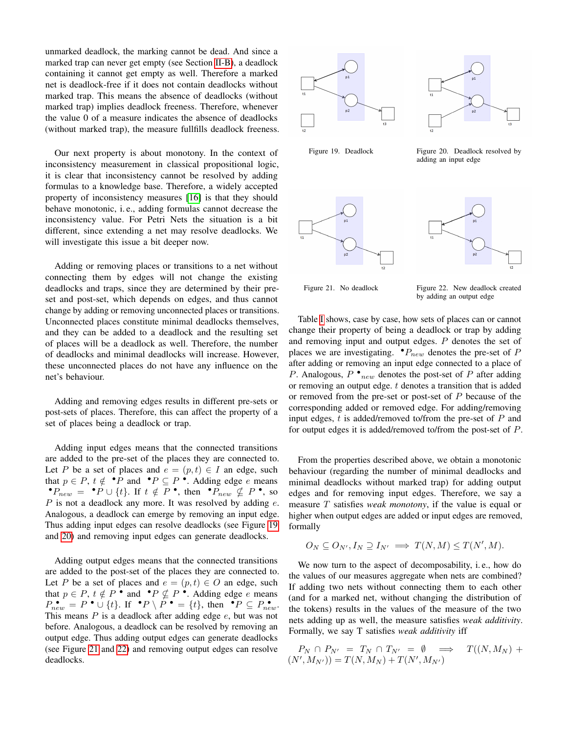unmarked deadlock, the marking cannot be dead. And since a marked trap can never get empty (see Section II-B), a deadlock containing it cannot get empty as well. Therefore a marked net is deadlock-free if it does not contain deadlocks without marked trap. This means the absence of deadlocks (without marked trap) implies deadlock freeness. Therefore, whenever the value 0 of a measure indicates the absence of deadlocks (without marked trap), the measure fullfills deadlock freeness.

Our next property is about monotony. In the context of inconsistency measurement in classical propositional logic, it is clear that inconsistency cannot be resolved by adding formulas to a knowledge base. Therefore, a widely accepted property of inconsistency measures [16] is that they should behave monotonic, i. e., adding formulas cannot decrease the inconsistency value. For Petri Nets the situation is a bit different, since extending a net may resolve deadlocks. We will investigate this issue a bit deeper now.

Adding or removing places or transitions to a net without connecting them by edges will not change the existing deadlocks and traps, since they are determined by their pre-set and post-set, which depends on edges, and thus cannot change by adding or removing unconnected places or transitions. Unconnected places constitute minimal deadlocks themselves, and they can be added to a deadlock and the resulting set of places will be a deadlock as well. Therefore, the number of deadlocks and minimal deadlocks will increase. However, these unconnected places do not have any influence on the net's behaviour.

Adding and removing edges results in different pre-sets or post-sets of places. Therefore, this can affect the property of a set of places being a deadlock or trap.

Adding input edges means that the connected transitions are added to the pre-set of the places they are connected to. Let $P$ be a set of places and $e = (p, t) \in I$ an edge, such that $p \in P$, $t \notin {}^{\bullet}P$ and ${}^{\bullet}P \subseteq P^{\bullet}$. Adding edge $e$ means ${}^{\bullet}P_{new} = {}^{\bullet}P \cup \{t\}$. If $t \notin P^{\bullet}$, then ${}^{\bullet}P_{new} \nsubseteq P^{\bullet}$, so $P$ is not a deadlock any more. It was resolved by adding $e$. Analogous, a deadlock can emerge by removing an input edge. Thus adding input edges can resolve deadlocks (see Figure 19 and 20) and removing input edges can generate deadlocks.

Adding output edges means that the connected transitions are added to the post-set of the places they are connected to. Let $P$ be a set of places and $e = (p, t) \in O$ an edge, such that $p \in P$, $t \notin P^{\bullet}$ and ${}^{\bullet}P \nsubseteq P^{\bullet}$. Adding edge $e$ means $P^{\bullet}_{new} = P^{\bullet} \cup \{t\}$. If ${}^{\bullet}P \setminus P^{\bullet} = \{t\}$, then ${}^{\bullet}P \subseteq P^{\bullet}_{new}$. This means $P$ is a deadlock after adding edge $e$, but was not before. Analogous, a deadlock can be resolved by removing an output edge. Thus adding output edges can generate deadlocks (see Figure 21 and 22) and removing output edges can resolve deadlocks.

Figure 19. Deadlock

Figure 20. Deadlock resolved by adding an input edge

Figure 21. No deadlock

Figure 22. New deadlock created by adding an output edge

Table I shows, case by case, how sets of places can or cannot change their property of being a deadlock or trap by adding and removing input and output edges. $P$ denotes the set of places we are investigating. ${}^{\bullet}P_{new}$ denotes the pre-set of $P$ after adding or removing an input edge connected to a place of $P$. Analogous, $P^{\bullet}{}_{new}$ denotes the post-set of $P$ after adding or removing an output edge. $t$ denotes a transition that is added or removed from the pre-set or post-set of $P$ because of the corresponding added or removed edge. For adding/removing input edges, $t$ is added/removed to/from the pre-set of $P$ and for output edges it is added/removed to/from the post-set of $P$.

From the properties described above, we obtain a monotonic behaviour (regarding the number of minimal deadlocks and minimal deadlocks without marked trap) for adding output edges and for removing input edges. Therefore, we say a measure $T$ satisfies *weak monotony*, if the value is equal or higher when output edges are added or input edges are removed, formally

$$O_N \subseteq O_{N'}, I_N \supseteq I_{N'} \implies T(N, M) \leq T(N', M).$$

We now turn to the aspect of decomposability, i. e., how do the values of our measures aggregate when nets are combined? If adding two nets without connecting them to each other (and for a marked net, without changing the distribution of the tokens) results in the values of the measure of the two nets adding up as well, the measure satisfies *weak additivity*. Formally, we say T satisfies *weak additivity* iff

$$P_N \cap P_{N'} = T_N \cap T_{N'} = \emptyset \implies T((N, M_N) + (N', M_{N'})) = T(N, M_N) + T(N', M_{N'})$$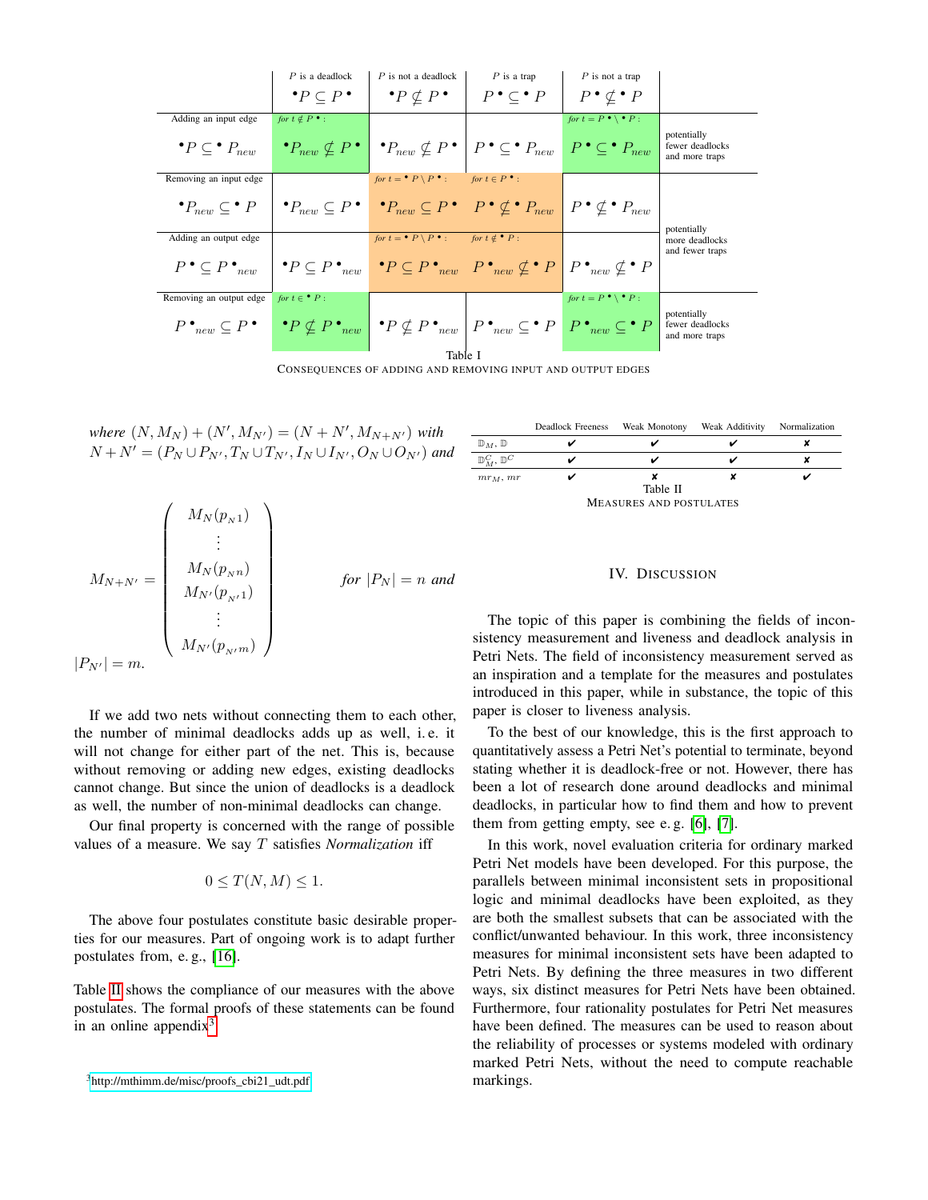| | $P$ is a deadlock | $P$ is not a deadlock | $P$ is a trap | $P$ is not a trap | |
|---|---|---|---|---|---|
| | $^\bullet P \subseteq P^\bullet$ | $^\bullet P \not\subseteq P^\bullet$ | $P^\bullet \subseteq {}^\bullet P$ | $P^\bullet \not\subseteq {}^\bullet P$ | |
| Adding an input edge $^\bullet P \subseteq {}^\bullet P_{new}$ | *for* $t \notin P^\bullet$: $^\bullet P_{new} \not\subseteq P^\bullet$ | $^\bullet P_{new} \not\subseteq P^\bullet$ | $P^\bullet \subseteq {}^\bullet P_{new}$ | *for* $t = P^\bullet \setminus {}^\bullet P$: $P^\bullet \subseteq {}^\bullet P_{new}$ | potentially fewer deadlocks and more traps |
| Removing an input edge $^\bullet P_{new} \subseteq {}^\bullet P$ | $^\bullet P_{new} \subseteq P^\bullet$ | *for* $t = {}^\bullet P \setminus P^\bullet$: $^\bullet P_{new} \subseteq P^\bullet$ | *for* $t \in P^\bullet$: $P^\bullet \not\subseteq {}^\bullet P_{new}$ | $P^\bullet \not\subseteq {}^\bullet P_{new}$ | potentially more deadlocks and fewer traps |
| Adding an output edge $P^\bullet \subseteq P^\bullet_{new}$ | $^\bullet P \subseteq P^\bullet_{new}$ | *for* $t = {}^\bullet P \setminus P^\bullet$: $^\bullet P \subseteq P^\bullet_{new}$ | *for* $t \notin {}^\bullet P$: $P^\bullet_{new} \not\subseteq {}^\bullet P$ | $P^\bullet_{new} \not\subseteq {}^\bullet P$ | potentially more deadlocks and fewer traps |
| Removing an output edge $P^\bullet_{new} \subseteq P^\bullet$ | *for* $t \in {}^\bullet P$: $^\bullet P \not\subseteq P^\bullet_{new}$ | $^\bullet P \not\subseteq P^\bullet_{new}$ | $P^\bullet_{new} \subseteq {}^\bullet P$ | *for* $t = P^\bullet \setminus {}^\bullet P$: $P^\bullet_{new} \subseteq {}^\bullet P$ | potentially fewer deadlocks and more traps |

Table I
CONSEQUENCES OF ADDING AND REMOVING INPUT AND OUTPUT EDGES

*where* $(N, M_N) + (N', M_{N'}) = (N + N', M_{N+N'})$ *with* $N + N' = (P_N \cup P_{N'}, T_N \cup T_{N'}, I_N \cup I_{N'}, O_N \cup O_{N'})$ *and*

$$M_{N+N'} = \begin{pmatrix} M_N(p_{N1}) \\ \vdots \\ M_N(p_{Nn}) \\ M_{N'}(p_{N'1}) \\ \vdots \\ M_{N'}(p_{N'm}) \end{pmatrix} \quad \textit{for } |P_N| = n \textit{ and } |P_{N'}| = m.$$

If we add two nets without connecting them to each other, the number of minimal deadlocks adds up as well, i. e. it will not change for either part of the net. This is, because without removing or adding new edges, existing deadlocks cannot change. But since the union of deadlocks is a deadlock as well, the number of non-minimal deadlocks can change.

Our final property is concerned with the range of possible values of a measure. We say $T$ satisfies *Normalization* iff

$$0 \leq T(N, M) \leq 1.$$

The above four postulates constitute basic desirable properties for our measures. Part of ongoing work is to adapt further postulates from, e. g., [16].

Table II shows the compliance of our measures with the above postulates. The formal proofs of these statements can be found in an online appendix[3].

[3] http://mthimm.de/misc/proofs_cbi21_udt.pdf

| | Deadlock Freeness | Weak Monotony | Weak Additivity | Normalization |
|---|---|---|---|---|
| $\mathbb{D}_M$, $\mathbb{D}$ | ✔ | ✔ | ✔ | ✘ |
| $\mathbb{D}^C_M$, $\mathbb{D}^C$ | ✔ | ✔ | ✔ | ✘ |
| $mr_M$, $mr$ | ✔ | ✘ | ✘ | ✔ |

Table II
MEASURES AND POSTULATES

## IV. DISCUSSION

The topic of this paper is combining the fields of inconsistency measurement and liveness and deadlock analysis in Petri Nets. The field of inconsistency measurement served as an inspiration and a template for the measures and postulates introduced in this paper, while in substance, the topic of this paper is closer to liveness analysis.

To the best of our knowledge, this is the first approach to quantitatively assess a Petri Net's potential to terminate, beyond stating whether it is deadlock-free or not. However, there has been a lot of research done around deadlocks and minimal deadlocks, in particular how to find them and how to prevent them from getting empty, see e. g. [6], [7].

In this work, novel evaluation criteria for ordinary marked Petri Net models have been developed. For this purpose, the parallels between minimal inconsistent sets in propositional logic and minimal deadlocks have been exploited, as they are both the smallest subsets that can be associated with the conflict/unwanted behaviour. In this work, three inconsistency measures for minimal inconsistent sets have been adapted to Petri Nets. By defining the three measures in two different ways, six distinct measures for Petri Nets have been obtained. Furthermore, four rationality postulates for Petri Net measures have been defined. The measures can be used to reason about the reliability of processes or systems modeled with ordinary marked Petri Nets, without the need to compute reachable markings.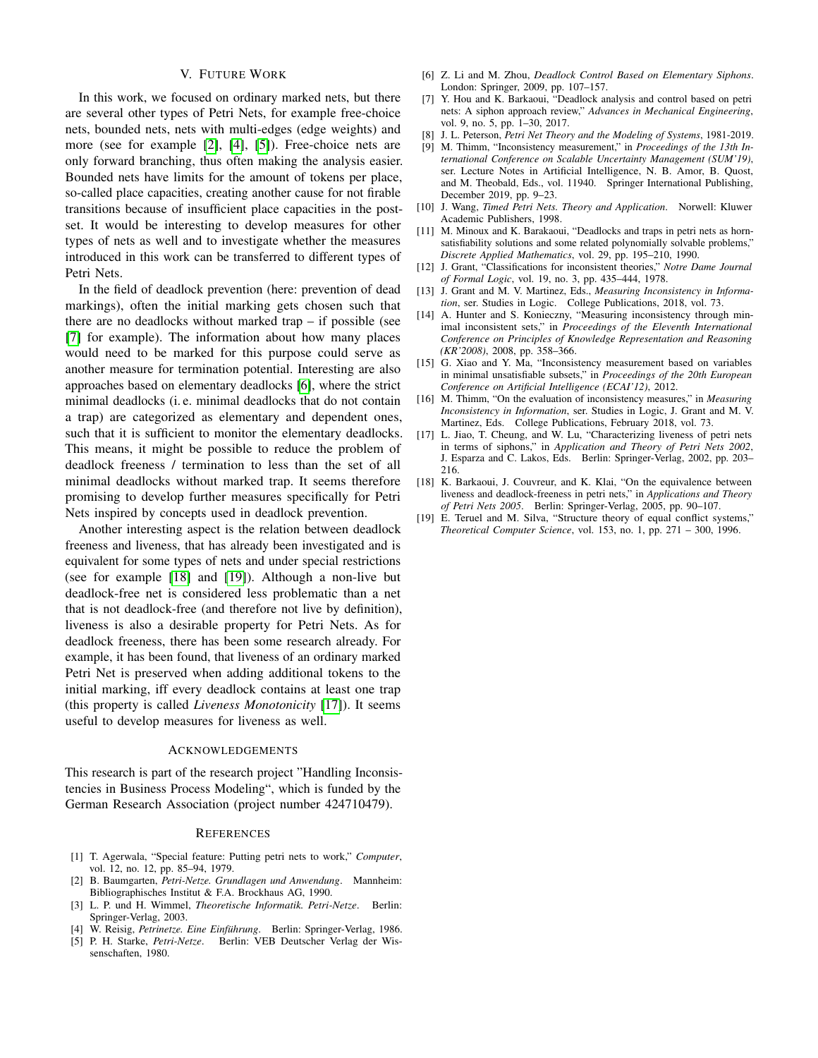## V. Future Work

In this work, we focused on ordinary marked nets, but there are several other types of Petri Nets, for example free-choice nets, bounded nets, nets with multi-edges (edge weights) and more (see for example [2], [4], [5]). Free-choice nets are only forward branching, thus often making the analysis easier. Bounded nets have limits for the amount of tokens per place, so-called place capacities, creating another cause for not firable transitions because of insufficient place capacities in the post-set. It would be interesting to develop measures for other types of nets as well and to investigate whether the measures introduced in this work can be transferred to different types of Petri Nets.

In the field of deadlock prevention (here: prevention of dead markings), often the initial marking gets chosen such that there are no deadlocks without marked trap – if possible (see [7] for example). The information about how many places would need to be marked for this purpose could serve as another measure for termination potential. Interesting are also approaches based on elementary deadlocks [6], where the strict minimal deadlocks (i. e. minimal deadlocks that do not contain a trap) are categorized as elementary and dependent ones, such that it is sufficient to monitor the elementary deadlocks. This means, it might be possible to reduce the problem of deadlock freeness / termination to less than the set of all minimal deadlocks without marked trap. It seems therefore promising to develop further measures specifically for Petri Nets inspired by concepts used in deadlock prevention.

Another interesting aspect is the relation between deadlock freeness and liveness, that has already been investigated and is equivalent for some types of nets and under special restrictions (see for example [18] and [19]). Although a non-live but deadlock-free net is considered less problematic than a net that is not deadlock-free (and therefore not live by definition), liveness is also a desirable property for Petri Nets. As for deadlock freeness, there has been some research already. For example, it has been found, that liveness of an ordinary marked Petri Net is preserved when adding additional tokens to the initial marking, iff every deadlock contains at least one trap (this property is called *Liveness Monotonicity* [17]). It seems useful to develop measures for liveness as well.

## Acknowledgements

This research is part of the research project "Handling Inconsistencies in Business Process Modeling", which is funded by the German Research Association (project number 424710479).

## References

[1] T. Agerwala, "Special feature: Putting petri nets to work," *Computer*, vol. 12, no. 12, pp. 85–94, 1979.

[2] B. Baumgarten, *Petri-Netze. Grundlagen und Anwendung*. Mannheim: Bibliographisches Institut & F.A. Brockhaus AG, 1990.

[3] L. P. und H. Wimmel, *Theoretische Informatik. Petri-Netze*. Berlin: Springer-Verlag, 2003.

[4] W. Reisig, *Petrinetze. Eine Einführung*. Berlin: Springer-Verlag, 1986.

[5] P. H. Starke, *Petri-Netze*. Berlin: VEB Deutscher Verlag der Wissenschaften, 1980.

[6] Z. Li and M. Zhou, *Deadlock Control Based on Elementary Siphons*. London: Springer, 2009, pp. 107–157.

[7] Y. Hou and K. Barkaoui, "Deadlock analysis and control based on petri nets: A siphon approach review," *Advances in Mechanical Engineering*, vol. 9, no. 5, pp. 1–30, 2017.

[8] J. L. Peterson, *Petri Net Theory and the Modeling of Systems*, 1981-2019.

[9] M. Thimm, "Inconsistency measurement," in *Proceedings of the 13th International Conference on Scalable Uncertainty Management (SUM'19)*, ser. Lecture Notes in Artificial Intelligence, N. B. Amor, B. Quost, and M. Theobald, Eds., vol. 11940. Springer International Publishing, December 2019, pp. 9–23.

[10] J. Wang, *Timed Petri Nets. Theory and Application*. Norwell: Kluwer Academic Publishers, 1998.

[11] M. Minoux and K. Barakaoui, "Deadlocks and traps in petri nets as horn-satisfiability solutions and some related polynomially solvable problems," *Discrete Applied Mathematics*, vol. 29, pp. 195–210, 1990.

[12] J. Grant, "Classifications for inconsistent theories," *Notre Dame Journal of Formal Logic*, vol. 19, no. 3, pp. 435–444, 1978.

[13] J. Grant and M. V. Martinez, Eds., *Measuring Inconsistency in Information*, ser. Studies in Logic. College Publications, 2018, vol. 73.

[14] A. Hunter and S. Konieczny, "Measuring inconsistency through minimal inconsistent sets," in *Proceedings of the Eleventh International Conference on Principles of Knowledge Representation and Reasoning (KR'2008)*, 2008, pp. 358–366.

[15] G. Xiao and Y. Ma, "Inconsistency measurement based on variables in minimal unsatisfiable subsets," in *Proceedings of the 20th European Conference on Artificial Intelligence (ECAI'12)*, 2012.

[16] M. Thimm, "On the evaluation of inconsistency measures," in *Measuring Inconsistency in Information*, ser. Studies in Logic, J. Grant and M. V. Martinez, Eds. College Publications, February 2018, vol. 73.

[17] L. Jiao, T. Cheung, and W. Lu, "Characterizing liveness of petri nets in terms of siphons," in *Application and Theory of Petri Nets 2002*, J. Esparza and C. Lakos, Eds. Berlin: Springer-Verlag, 2002, pp. 203–216.

[18] K. Barkaoui, J. Couvreur, and K. Klai, "On the equivalence between liveness and deadlock-freeness in petri nets," in *Applications and Theory of Petri Nets 2005*. Berlin: Springer-Verlag, 2005, pp. 90–107.

[19] E. Teruel and M. Silva, "Structure theory of equal conflict systems," *Theoretical Computer Science*, vol. 153, no. 1, pp. 271 – 300, 1996.